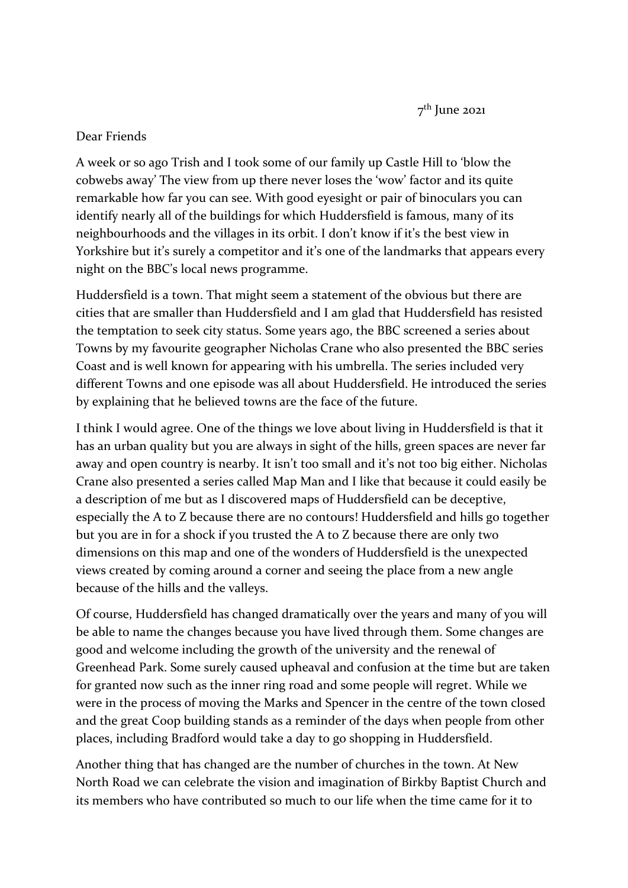7th June 2021

Dear Friends

A week or so ago Trish and I took some of our family up Castle Hill to 'blow the cobwebs away' The view from up there never loses the 'wow' factor and its quite remarkable how far you can see. With good eyesight or pair of binoculars you can identify nearly all of the buildings for which Huddersfield is famous, many of its neighbourhoods and the villages in its orbit. I don't know if it's the best view in Yorkshire but it's surely a competitor and it's one of the landmarks that appears every night on the BBC's local news programme.

Huddersfield is a town. That might seem a statement of the obvious but there are cities that are smaller than Huddersfield and I am glad that Huddersfield has resisted the temptation to seek city status. Some years ago, the BBC screened a series about Towns by my favourite geographer Nicholas Crane who also presented the BBC series Coast and is well known for appearing with his umbrella. The series included very different Towns and one episode was all about Huddersfield. He introduced the series by explaining that he believed towns are the face of the future.

I think I would agree. One of the things we love about living in Huddersfield is that it has an urban quality but you are always in sight of the hills, green spaces are never far away and open country is nearby. It isn't too small and it's not too big either. Nicholas Crane also presented a series called Map Man and I like that because it could easily be a description of me but as I discovered maps of Huddersfield can be deceptive, especially the A to Z because there are no contours! Huddersfield and hills go together but you are in for a shock if you trusted the A to Z because there are only two dimensions on this map and one of the wonders of Huddersfield is the unexpected views created by coming around a corner and seeing the place from a new angle because of the hills and the valleys.

Of course, Huddersfield has changed dramatically over the years and many of you will be able to name the changes because you have lived through them. Some changes are good and welcome including the growth of the university and the renewal of Greenhead Park. Some surely caused upheaval and confusion at the time but are taken for granted now such as the inner ring road and some people will regret. While we were in the process of moving the Marks and Spencer in the centre of the town closed and the great Coop building stands as a reminder of the days when people from other places, including Bradford would take a day to go shopping in Huddersfield.

Another thing that has changed are the number of churches in the town. At New North Road we can celebrate the vision and imagination of Birkby Baptist Church and its members who have contributed so much to our life when the time came for it to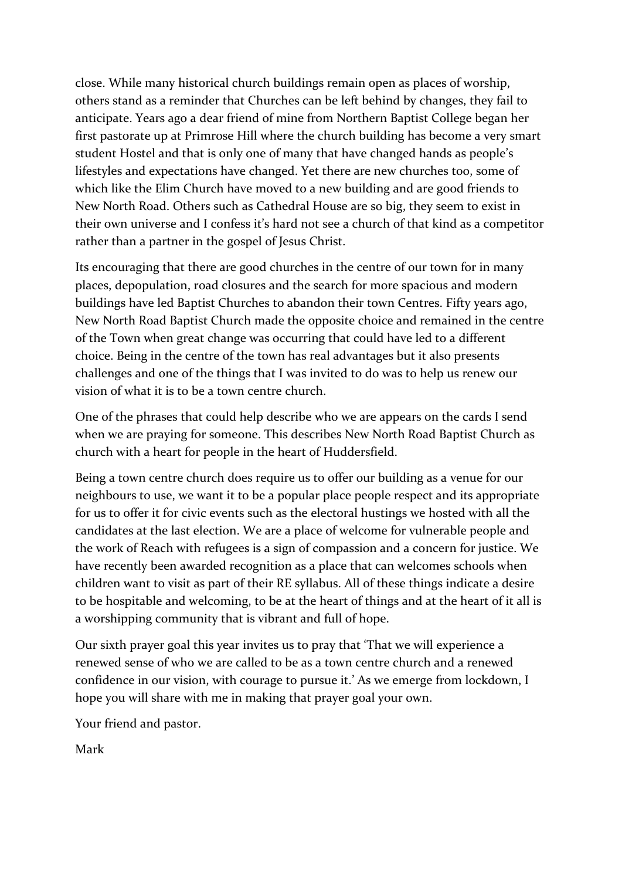close. While many historical church buildings remain open as places of worship, others stand as a reminder that Churches can be left behind by changes, they fail to anticipate. Years ago a dear friend of mine from Northern Baptist College began her first pastorate up at Primrose Hill where the church building has become a very smart student Hostel and that is only one of many that have changed hands as people's lifestyles and expectations have changed. Yet there are new churches too, some of which like the Elim Church have moved to a new building and are good friends to New North Road. Others such as Cathedral House are so big, they seem to exist in their own universe and I confess it's hard not see a church of that kind as a competitor rather than a partner in the gospel of Jesus Christ.

Its encouraging that there are good churches in the centre of our town for in many places, depopulation, road closures and the search for more spacious and modern buildings have led Baptist Churches to abandon their town Centres. Fifty years ago, New North Road Baptist Church made the opposite choice and remained in the centre of the Town when great change was occurring that could have led to a different choice. Being in the centre of the town has real advantages but it also presents challenges and one of the things that I was invited to do was to help us renew our vision of what it is to be a town centre church.

One of the phrases that could help describe who we are appears on the cards I send when we are praying for someone. This describes New North Road Baptist Church as church with a heart for people in the heart of Huddersfield.

Being a town centre church does require us to offer our building as a venue for our neighbours to use, we want it to be a popular place people respect and its appropriate for us to offer it for civic events such as the electoral hustings we hosted with all the candidates at the last election. We are a place of welcome for vulnerable people and the work of Reach with refugees is a sign of compassion and a concern for justice. We have recently been awarded recognition as a place that can welcomes schools when children want to visit as part of their RE syllabus. All of these things indicate a desire to be hospitable and welcoming, to be at the heart of things and at the heart of it all is a worshipping community that is vibrant and full of hope.

Our sixth prayer goal this year invites us to pray that 'That we will experience a renewed sense of who we are called to be as a town centre church and a renewed confidence in our vision, with courage to pursue it.' As we emerge from lockdown, I hope you will share with me in making that prayer goal your own.

Your friend and pastor.

Mark